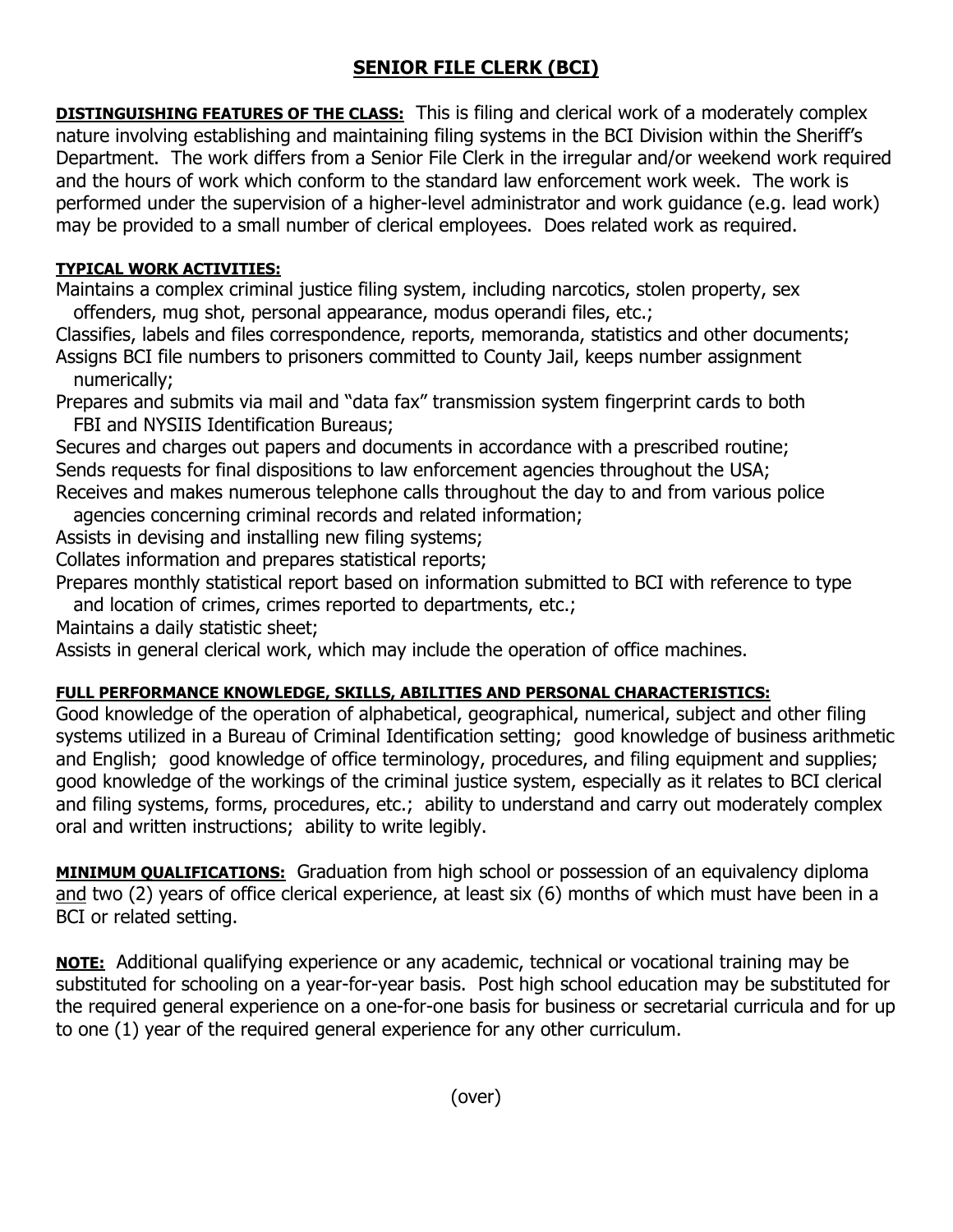# SENIOR FILE CLERK (BCI)

**DISTINGUISHING FEATURES OF THE CLASS:** This is filing and clerical work of a moderately complex nature involving establishing and maintaining filing systems in the BCI Division within the Sheriff's Department. The work differs from a Senior File Clerk in the irregular and/or weekend work required and the hours of work which conform to the standard law enforcement work week. The work is performed under the supervision of a higher-level administrator and work guidance (e.g. lead work) may be provided to a small number of clerical employees. Does related work as required.

**TYPICAL WORK ACTIVITIES:**

Maintains a complex criminal justice filing system, including narcotics, stolen property, sex offenders, mug shot, personal appearance, modus operandi files, etc.;

Classifies, labels and files correspondence, reports, memoranda, statistics and other documents;

Assigns BCI file numbers to prisoners committed to County Jail, keeps number assignment numerically;

Prepares and submits via mail and "data fax" transmission system fingerprint cards to both FBI and NYSIIS Identification Bureaus;

Secures and charges out papers and documents in accordance with a prescribed routine;

Sends requests for final dispositions to law enforcement agencies throughout the USA;

Receives and makes numerous telephone calls throughout the day to and from various police agencies concerning criminal records and related information;

Assists in devising and installing new filing systems;

Collates information and prepares statistical reports;

Prepares monthly statistical report based on information submitted to BCI with reference to type and location of crimes, crimes reported to departments, etc.;

Maintains a daily statistic sheet;

Assists in general clerical work, which may include the operation of office machines.

**FULL PERFORMANCE KNOWLEDGE, SKILLS, ABILITIES AND PERSONAL CHARACTERISTICS:**

Good knowledge of the operation of alphabetical, geographical, numerical, subject and other filing systems utilized in a Bureau of Criminal Identification setting; good knowledge of business arithmetic and English; good knowledge of office terminology, procedures, and filing equipment and supplies; good knowledge of the workings of the criminal justice system, especially as it relates to BCI clerical and filing systems, forms, procedures, etc.; ability to understand and carry out moderately complex oral and written instructions; ability to write legibly.

**MINIMUM QUALIFICATIONS:** Graduation from high school or possession of an equivalency diploma and two (2) years of office clerical experience, at least six (6) months of which must have been in a BCI or related setting.

**NOTE:** Additional qualifying experience or any academic, technical or vocational training may be substituted for schooling on a year-for-year basis. Post high school education may be substituted for the required general experience on a one-for-one basis for business or secretarial curricula and for up to one (1) year of the required general experience for any other curriculum.

(over)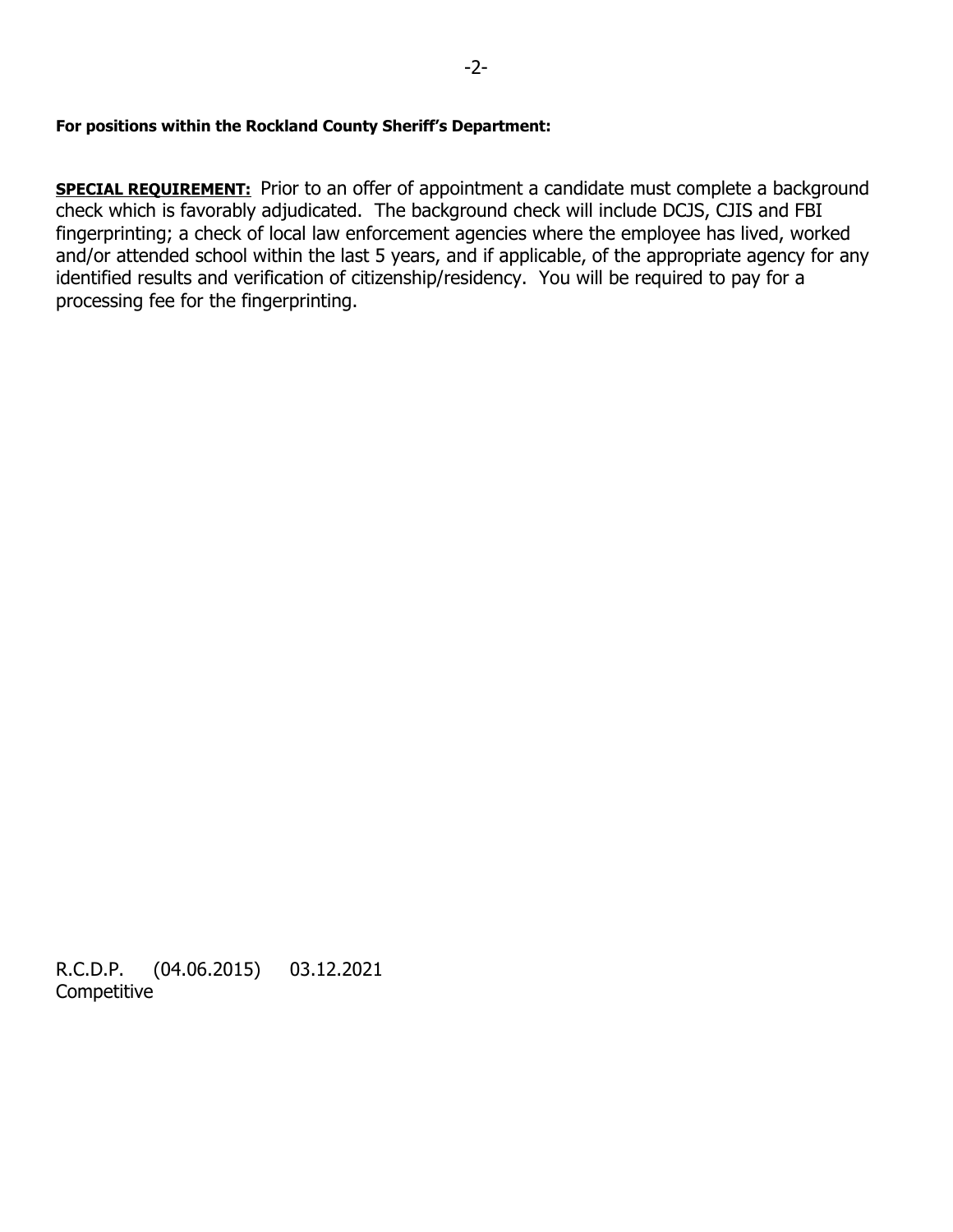**For positions within the Rockland County Sheriff's Department:**

**SPECIAL REQUIREMENT:** Prior to an offer of appointment a candidate must complete a background check which is favorably adjudicated. The background check will include DCJS, CJIS and FBI fingerprinting; a check of local law enforcement agencies where the employee has lived, worked and/or attended school within the last 5 years, and if applicable, of the appropriate agency for any identified results and verification of citizenship/residency. You will be required to pay for a processing fee for the fingerprinting.

R.C.D.P. (04.06.2015) 03.12.2021
Competitive